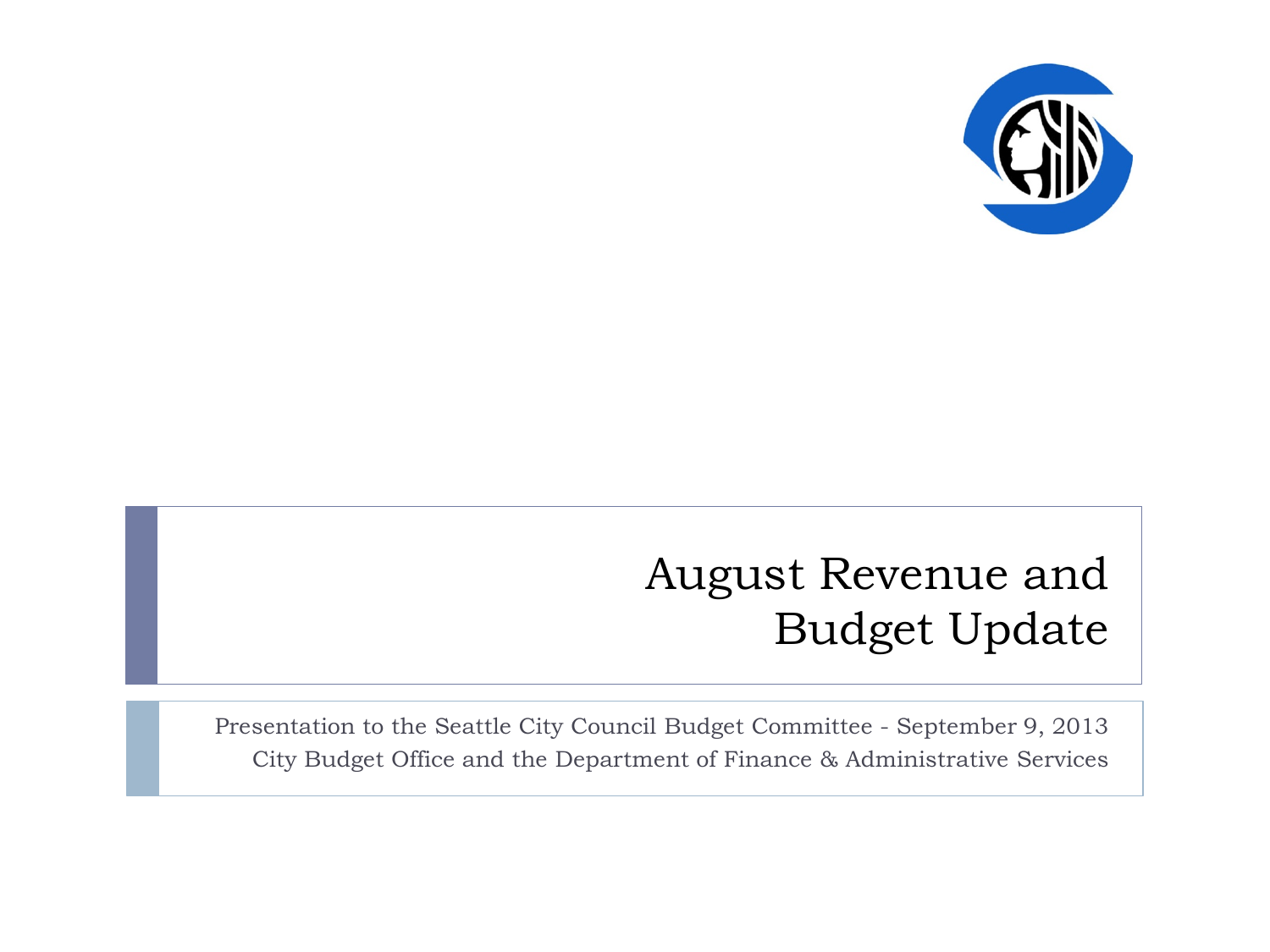# August Revenue and Budget Update

Presentation to the Seattle City Council Budget Committee - September 9, 2013
City Budget Office and the Department of Finance & Administrative Services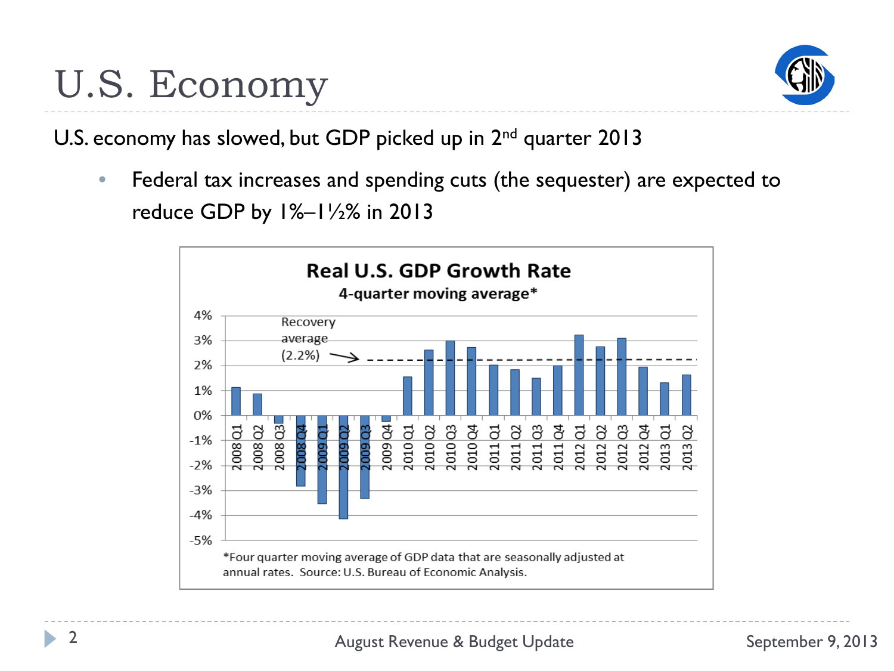# U.S. Economy

U.S. economy has slowed, but GDP picked up in 2nd quarter 2013

- Federal tax increases and spending cuts (the sequester) are expected to reduce GDP by 1%–1½% in 2013

**Real U.S. GDP Growth Rate**

**4-quarter moving average***

Recovery average (2.2%)

*Four quarter moving average of GDP data that are seasonally adjusted at annual rates. Source: U.S. Bureau of Economic Analysis.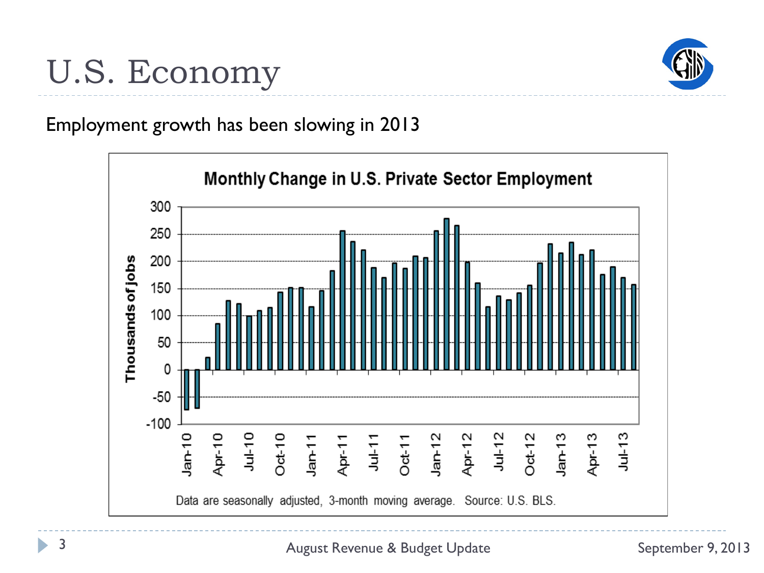# U.S. Economy

Employment growth has been slowing in 2013

**Monthly Change in U.S. Private Sector Employment**

Thousands of jobs

Data are seasonally adjusted, 3-month moving average. Source: U.S. BLS.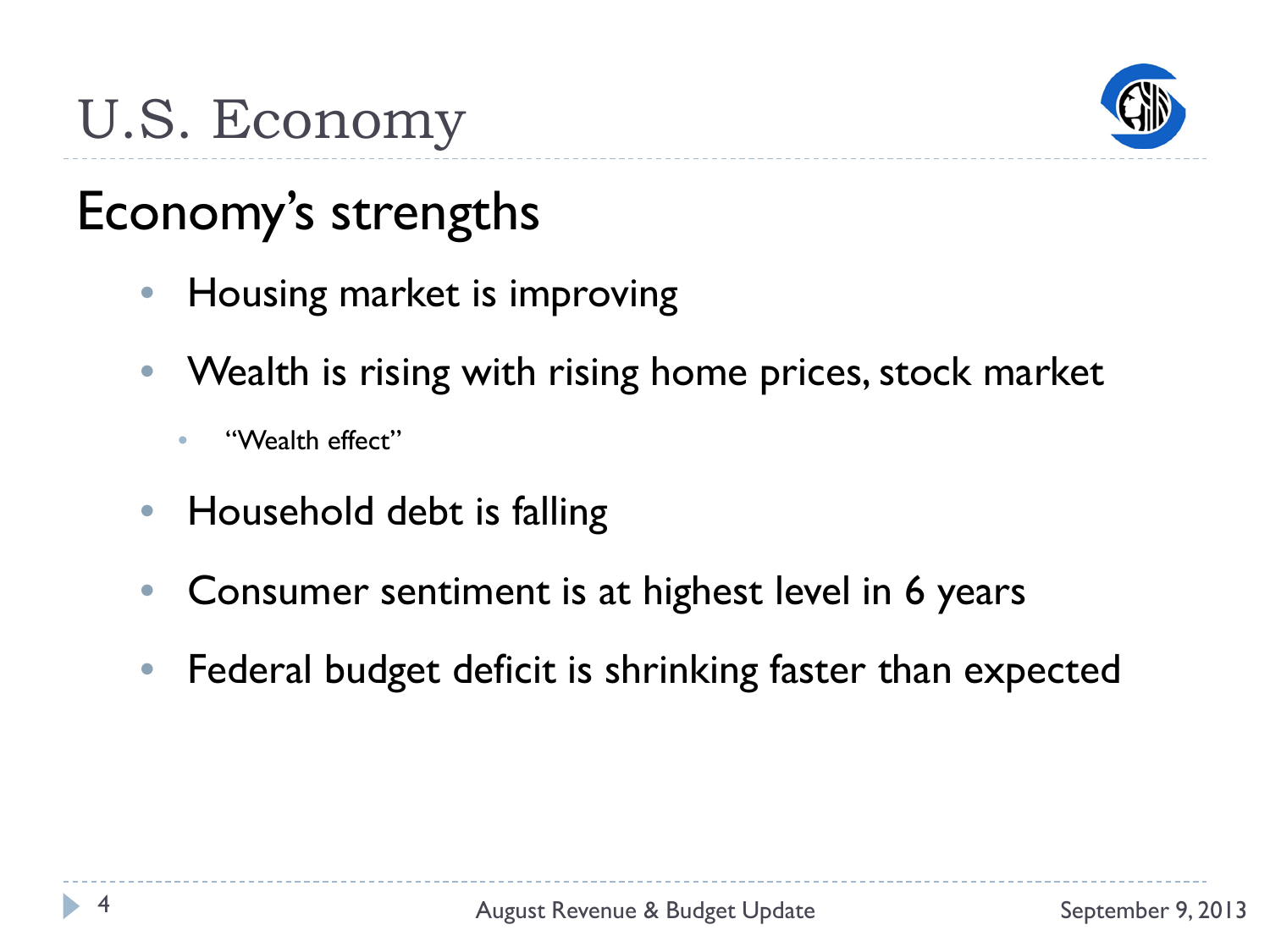# U.S. Economy

## Economy's strengths

- Housing market is improving
- Wealth is rising with rising home prices, stock market
  - "Wealth effect"
- Household debt is falling
- Consumer sentiment is at highest level in 6 years
- Federal budget deficit is shrinking faster than expected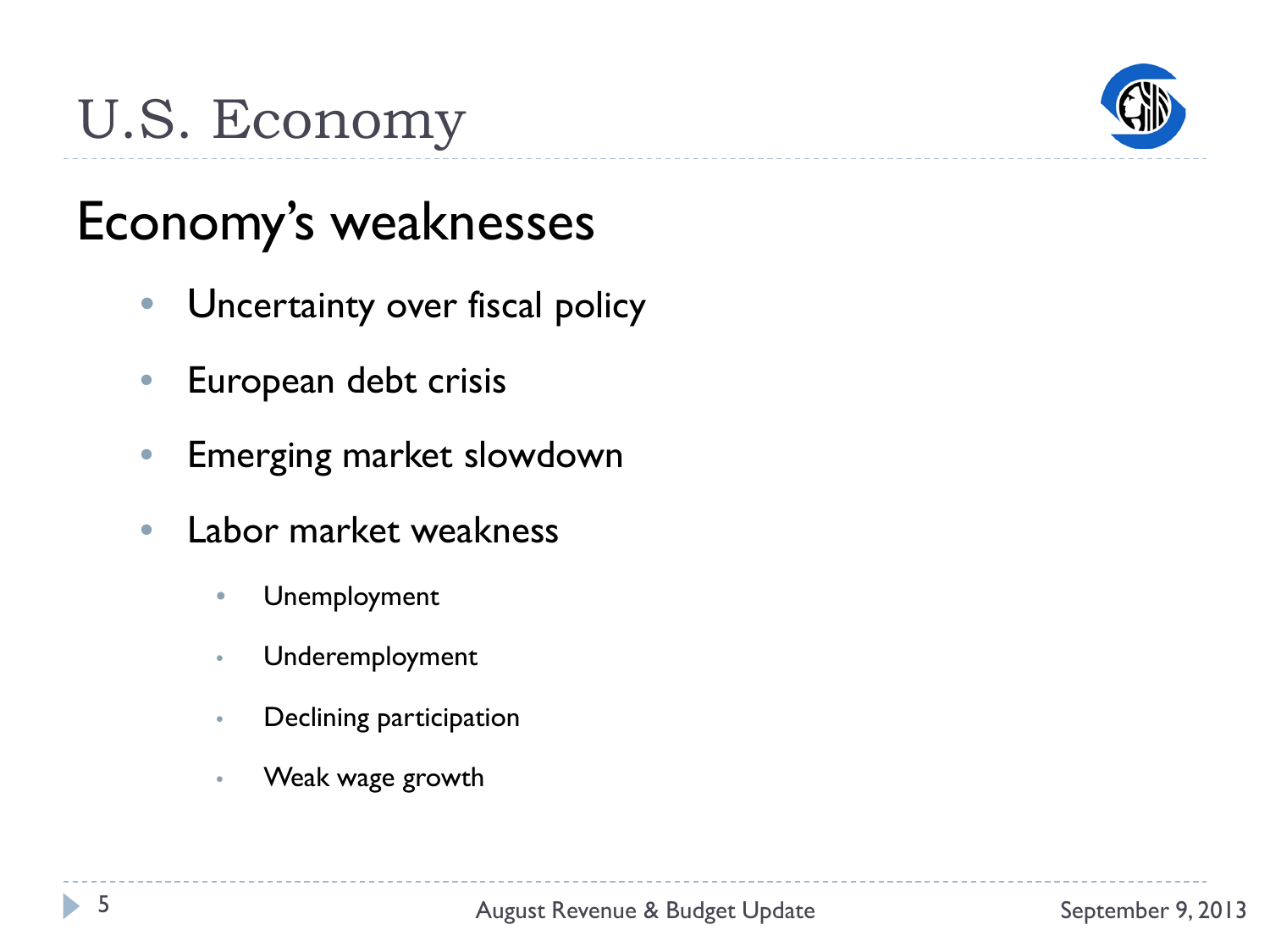# U.S. Economy

## Economy's weaknesses

- Uncertainty over fiscal policy
- European debt crisis
- Emerging market slowdown
- Labor market weakness
  - Unemployment
  - Underemployment
  - Declining participation
  - Weak wage growth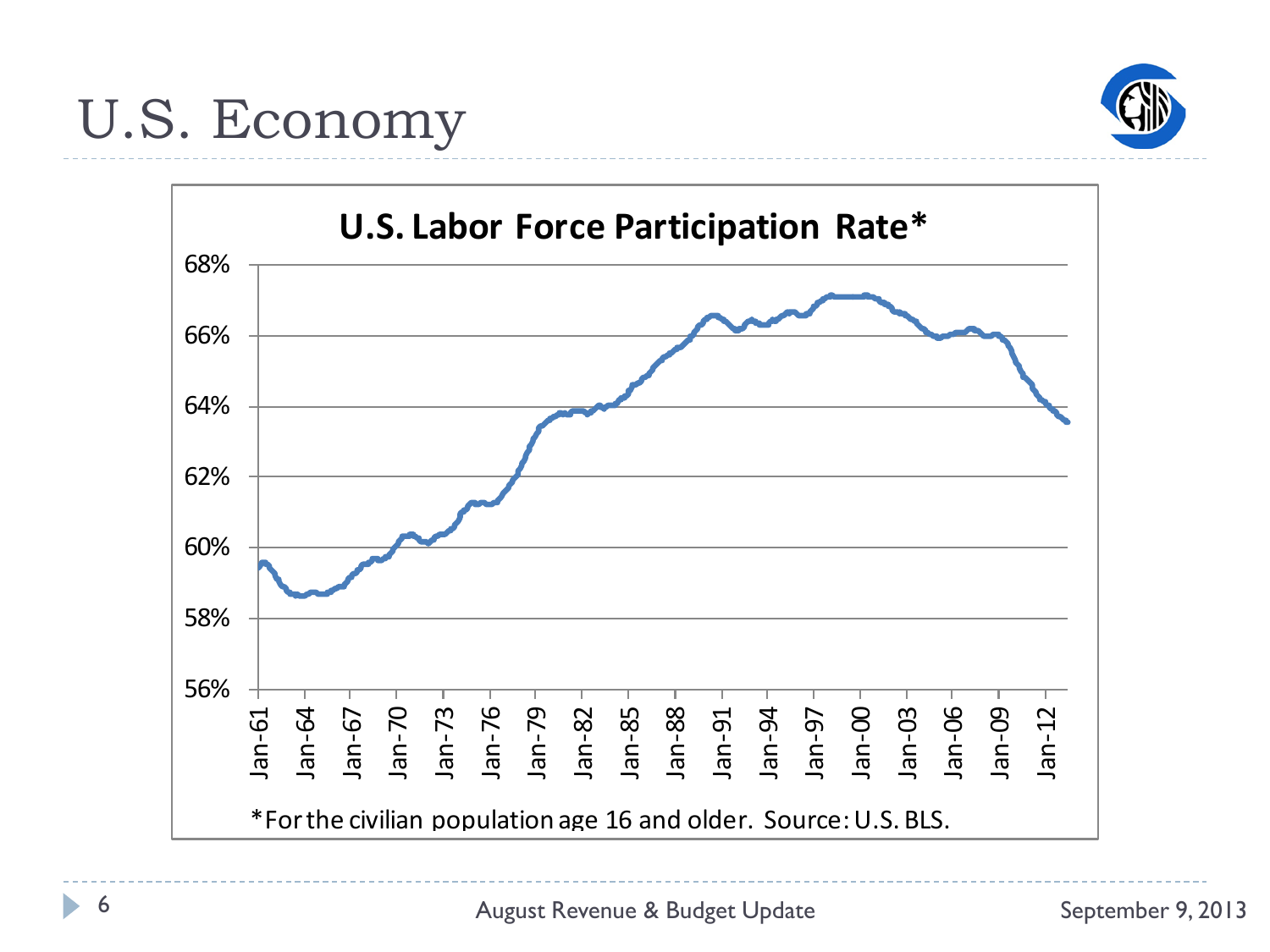# U.S. Economy

**U.S. Labor Force Participation Rate***

*For the civilian population age 16 and older. Source: U.S. BLS.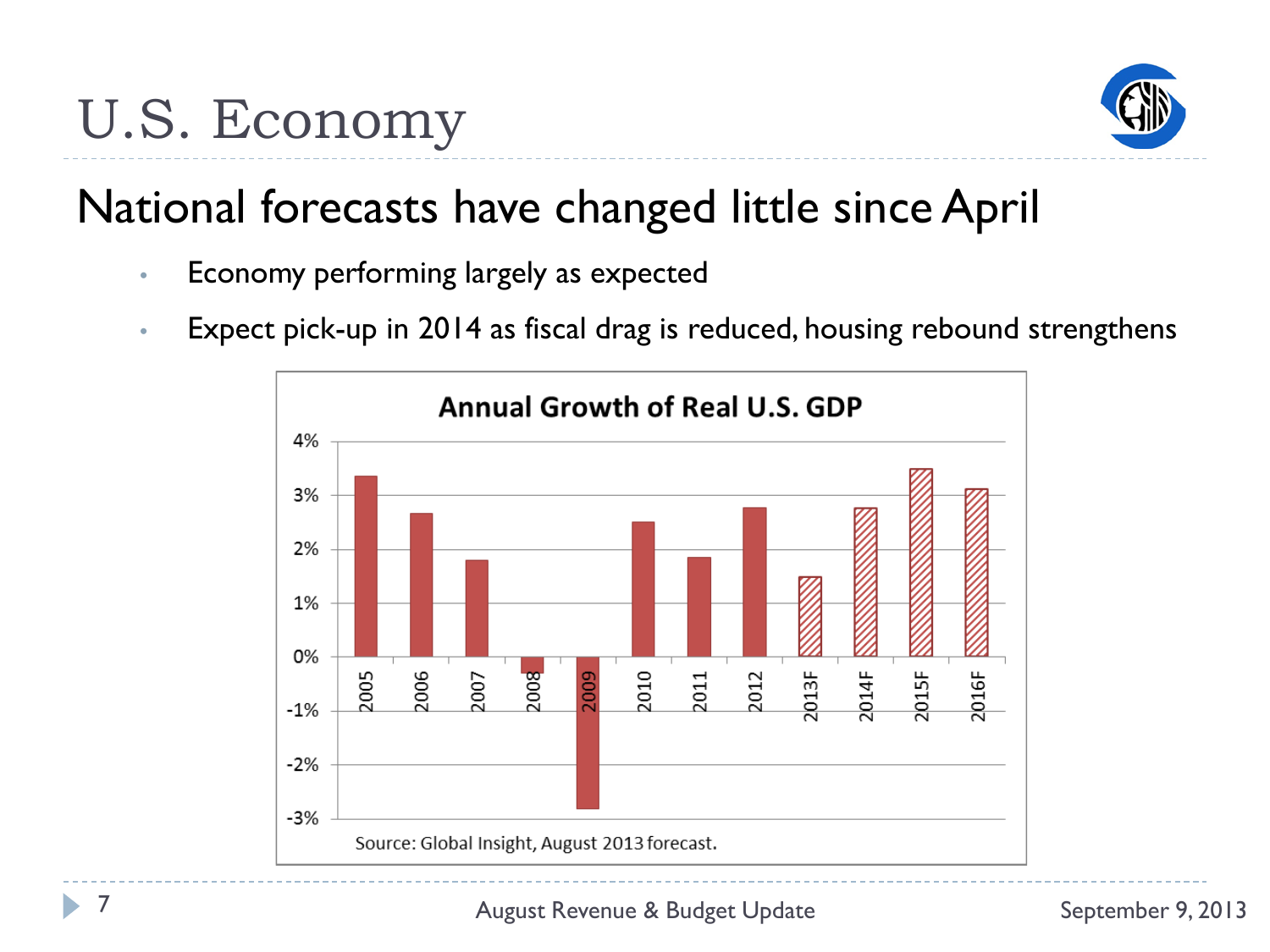# U.S. Economy

## National forecasts have changed little since April

- Economy performing largely as expected
- Expect pick-up in 2014 as fiscal drag is reduced, housing rebound strengthens

**Annual Growth of Real U.S. GDP**

Source: Global Insight, August 2013 forecast.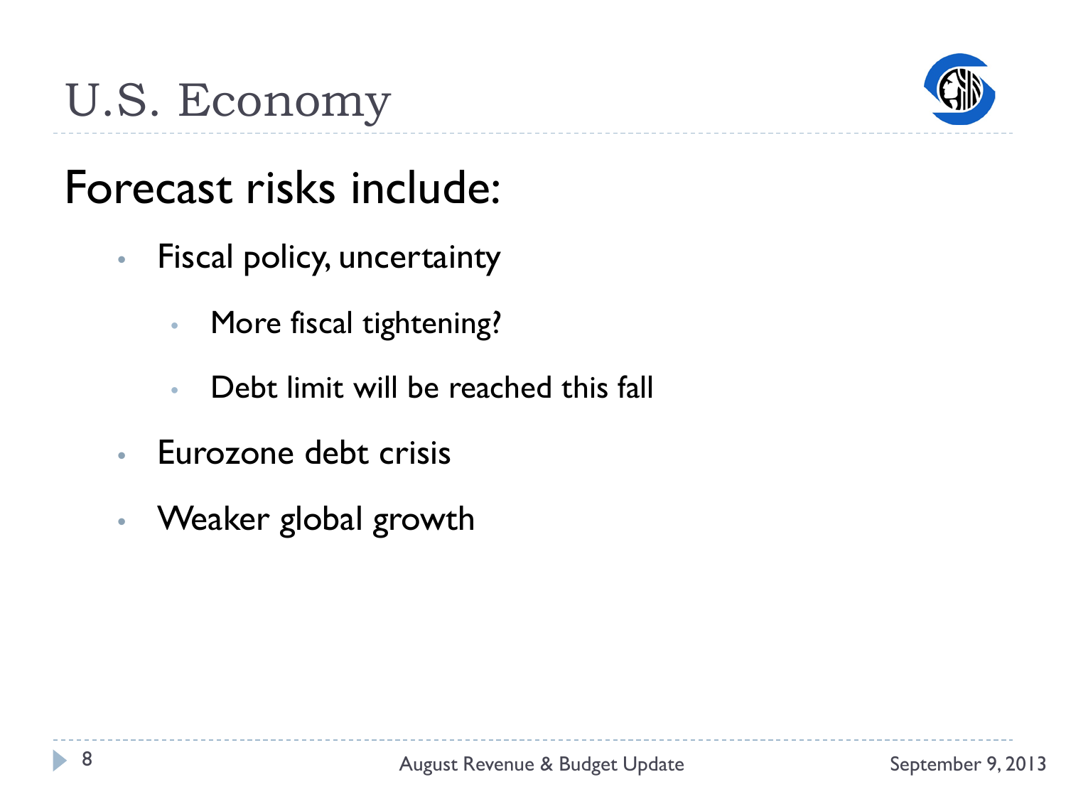# U.S. Economy

## Forecast risks include:

- Fiscal policy, uncertainty
  - More fiscal tightening?
  - Debt limit will be reached this fall
- Eurozone debt crisis
- Weaker global growth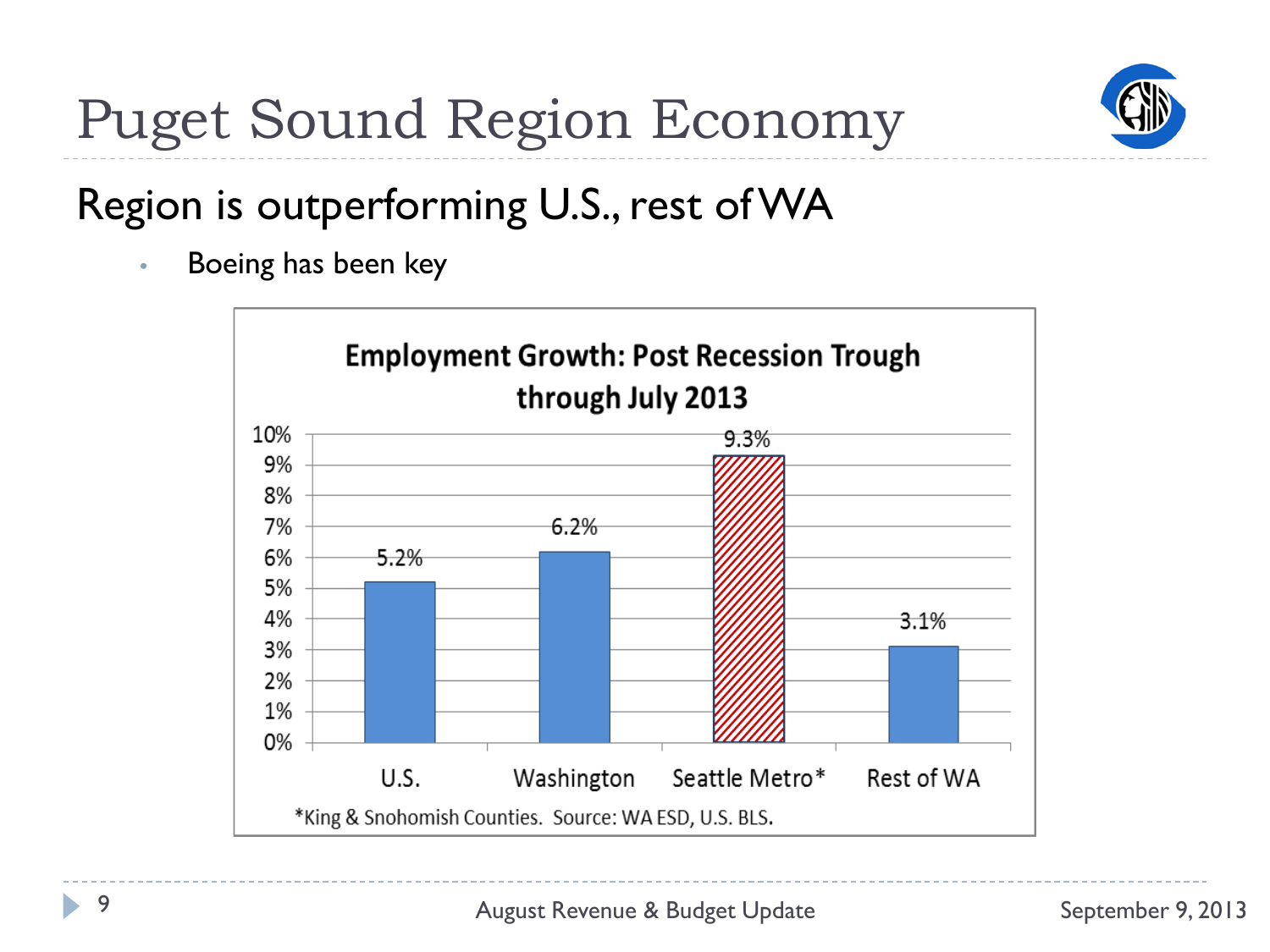# Puget Sound Region Economy

## Region is outperforming U.S., rest of WA

- Boeing has been key

**Employment Growth: Post Recession Trough through July 2013**

| Region | Employment Growth |
|---|---|
| U.S. | 5.2% |
| Washington | 6.2% |
| Seattle Metro* | 9.3% |
| Rest of WA | 3.1% |

*King & Snohomish Counties. Source: WA ESD, U.S. BLS.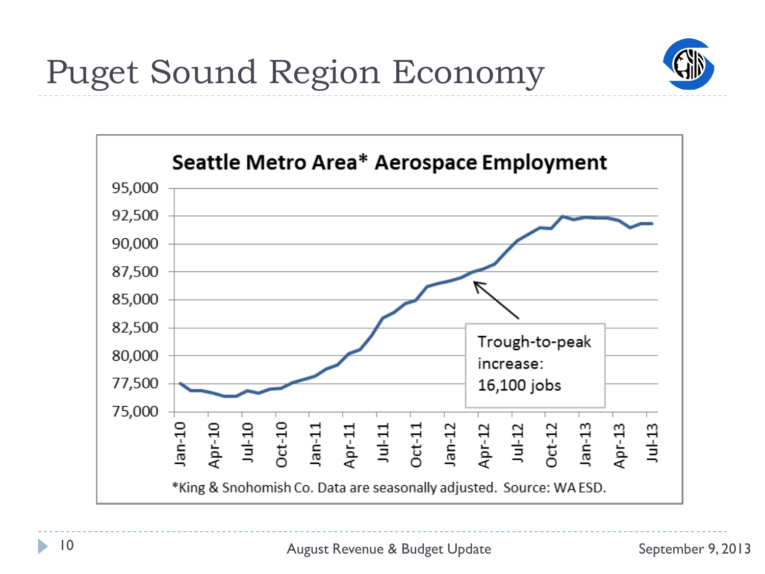# Puget Sound Region Economy

**Seattle Metro Area* Aerospace Employment**

Trough-to-peak increase: 16,100 jobs

*King & Snohomish Co. Data are seasonally adjusted. Source: WA ESD.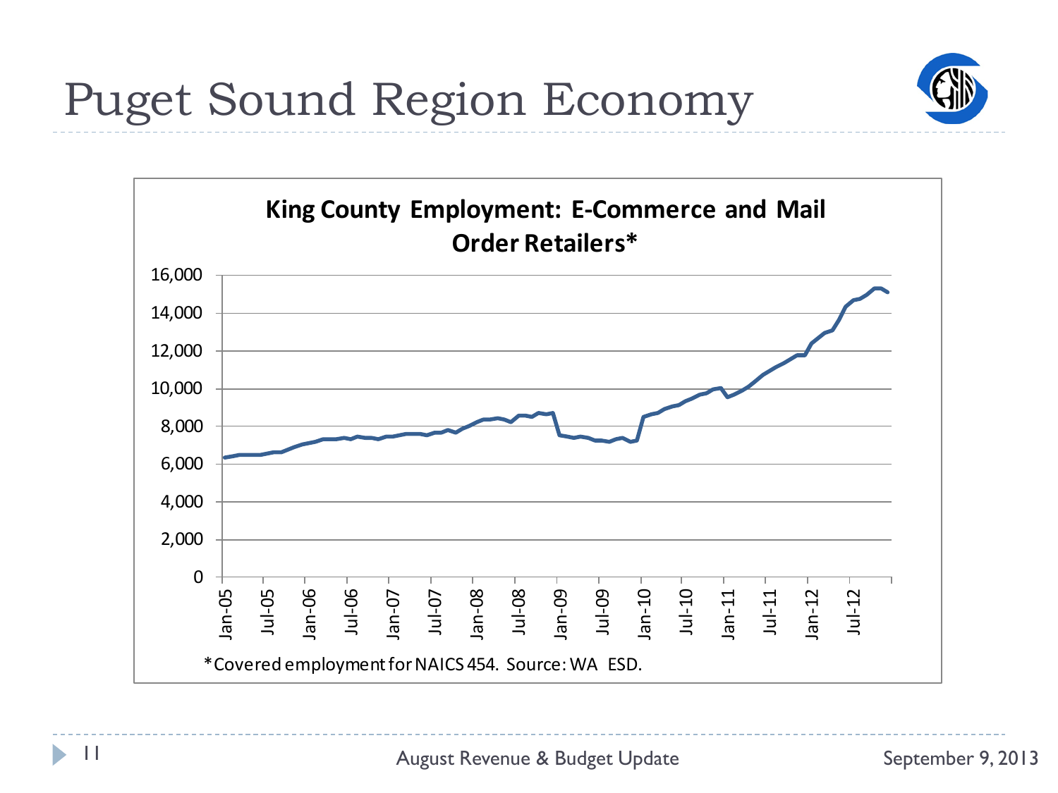# Puget Sound Region Economy

**King County Employment: E-Commerce and Mail Order Retailers***

*Covered employment for NAICS 454. Source: WA ESD.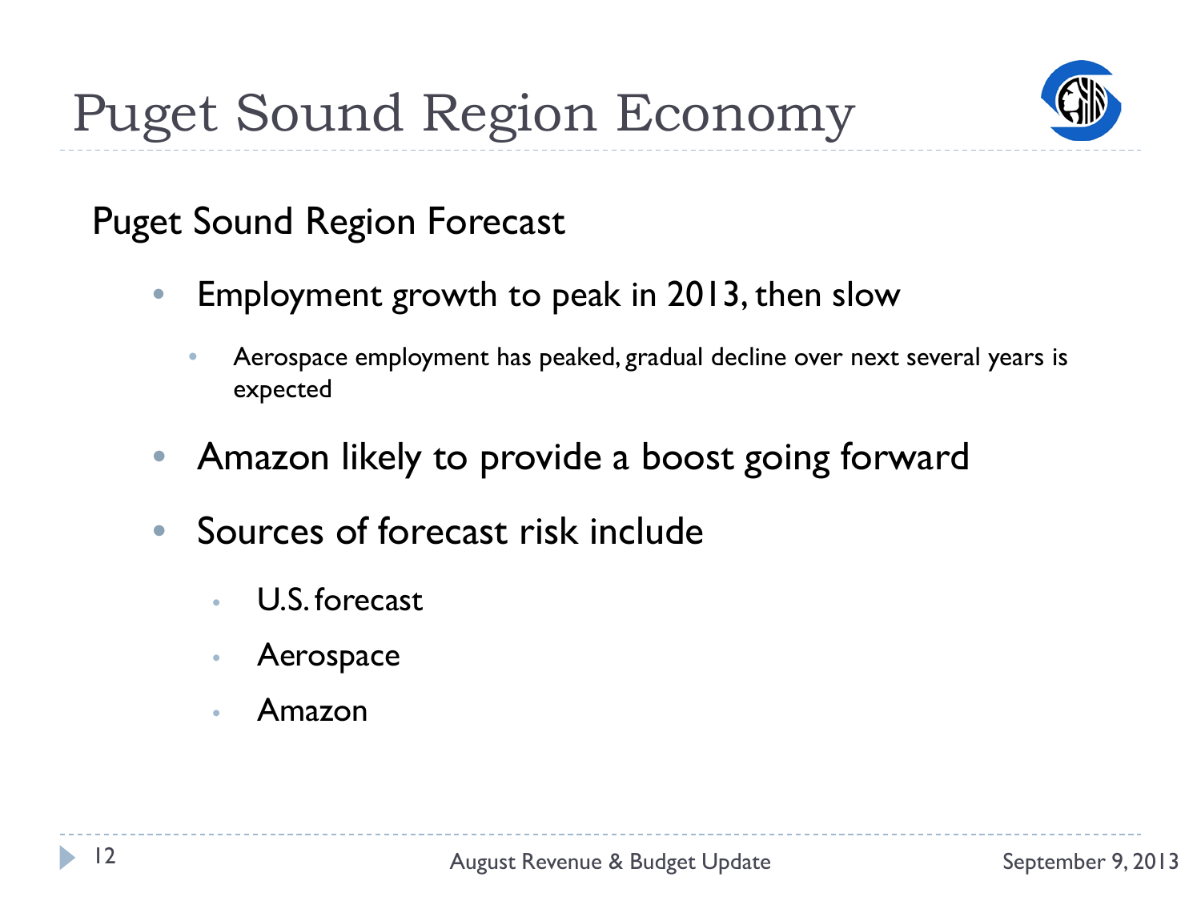# Puget Sound Region Economy

## Puget Sound Region Forecast

- Employment growth to peak in 2013, then slow
  - Aerospace employment has peaked, gradual decline over next several years is expected
- Amazon likely to provide a boost going forward
- Sources of forecast risk include
  - U.S. forecast
  - Aerospace
  - Amazon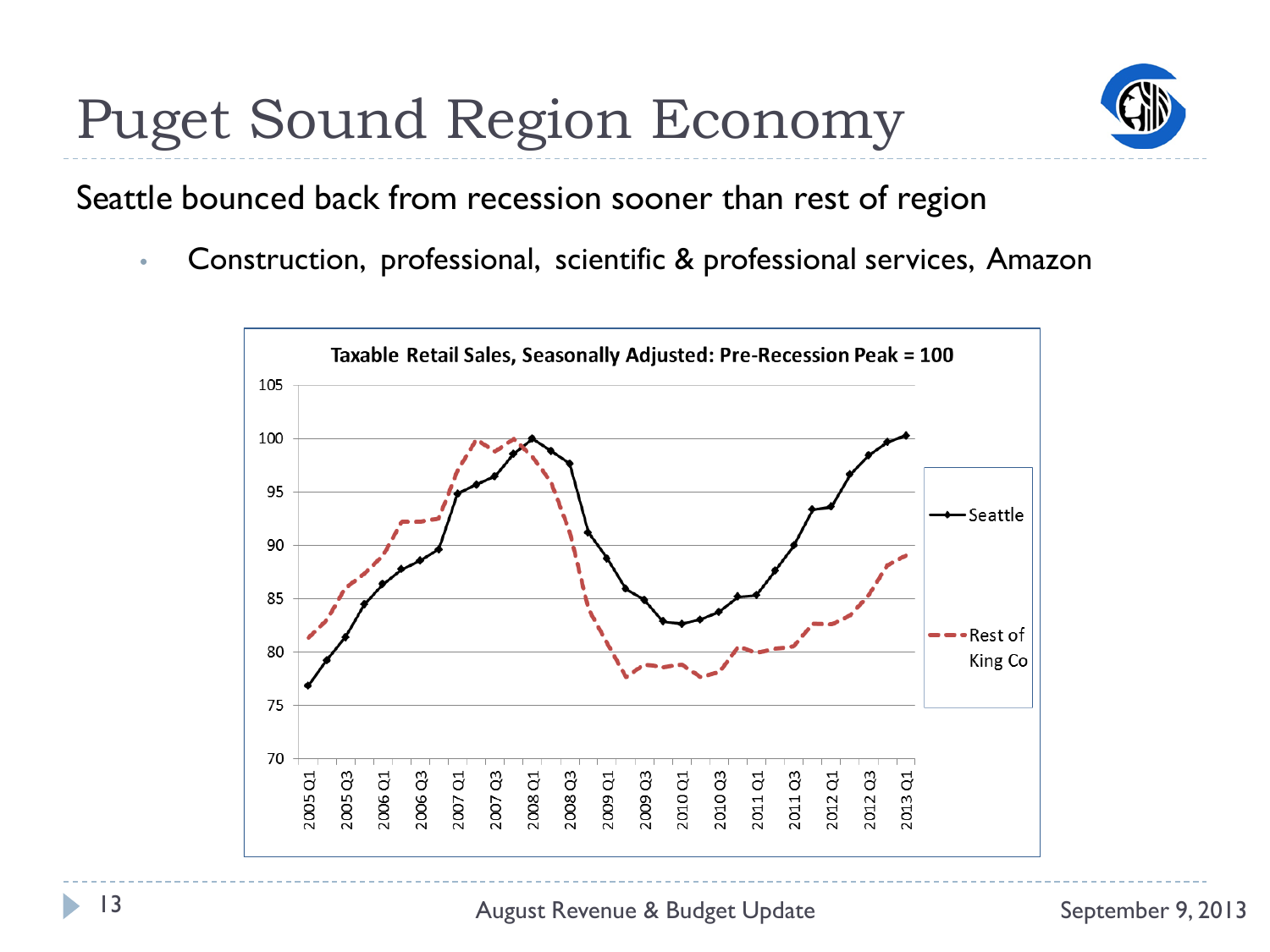# Puget Sound Region Economy

Seattle bounced back from recession sooner than rest of region

- Construction, professional, scientific & professional services, Amazon

**Taxable Retail Sales, Seasonally Adjusted: Pre-Recession Peak = 100**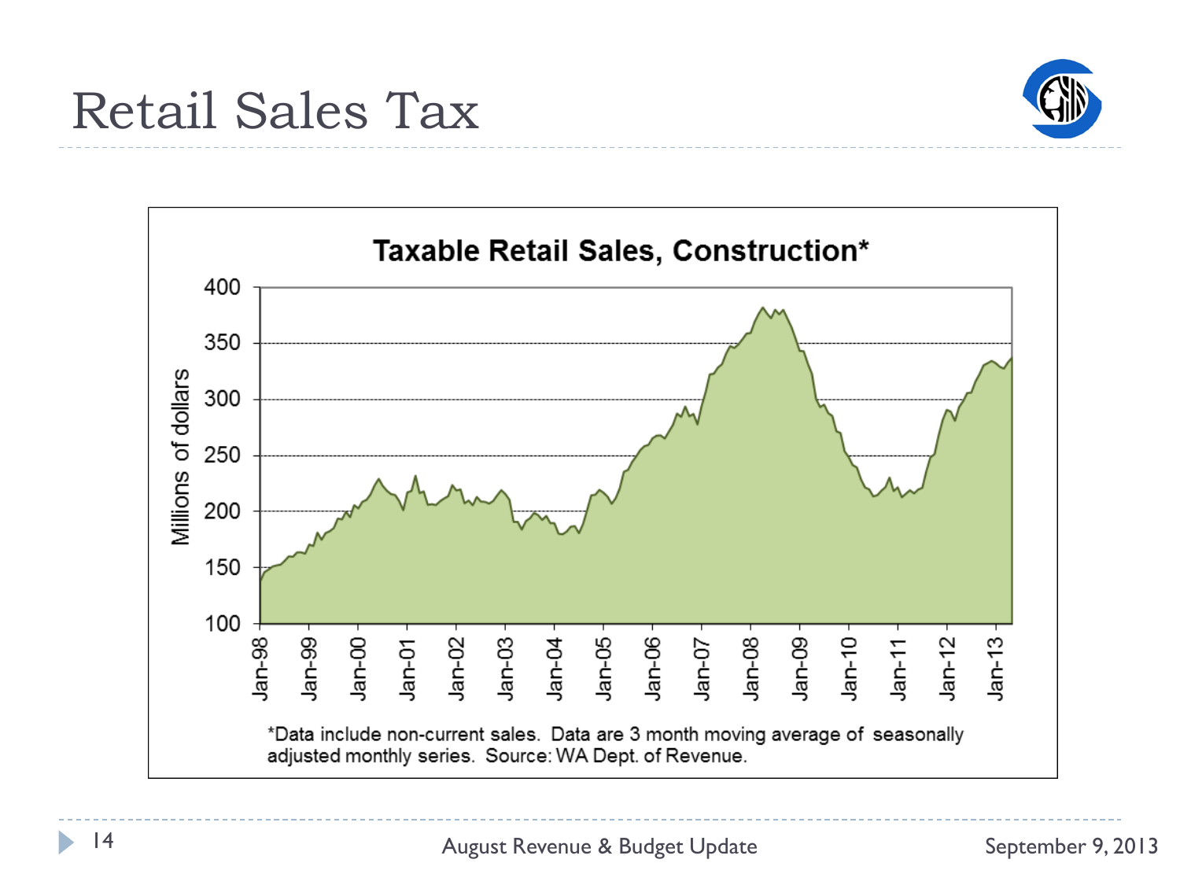# Retail Sales Tax

**Taxable Retail Sales, Construction***

*Data include non-current sales. Data are 3 month moving average of seasonally adjusted monthly series. Source: WA Dept. of Revenue.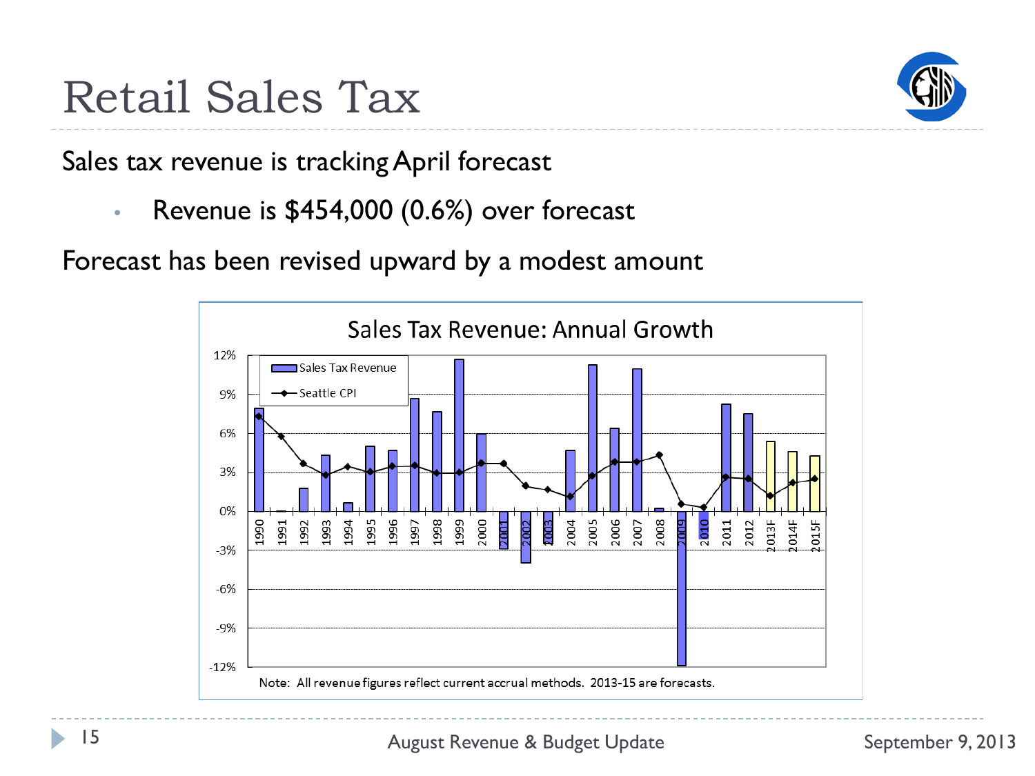# Retail Sales Tax

Sales tax revenue is tracking April forecast

- Revenue is $454,000 (0.6%) over forecast

Forecast has been revised upward by a modest amount

Sales Tax Revenue: Annual Growth

Note: All revenue figures reflect current accrual methods. 2013-15 are forecasts.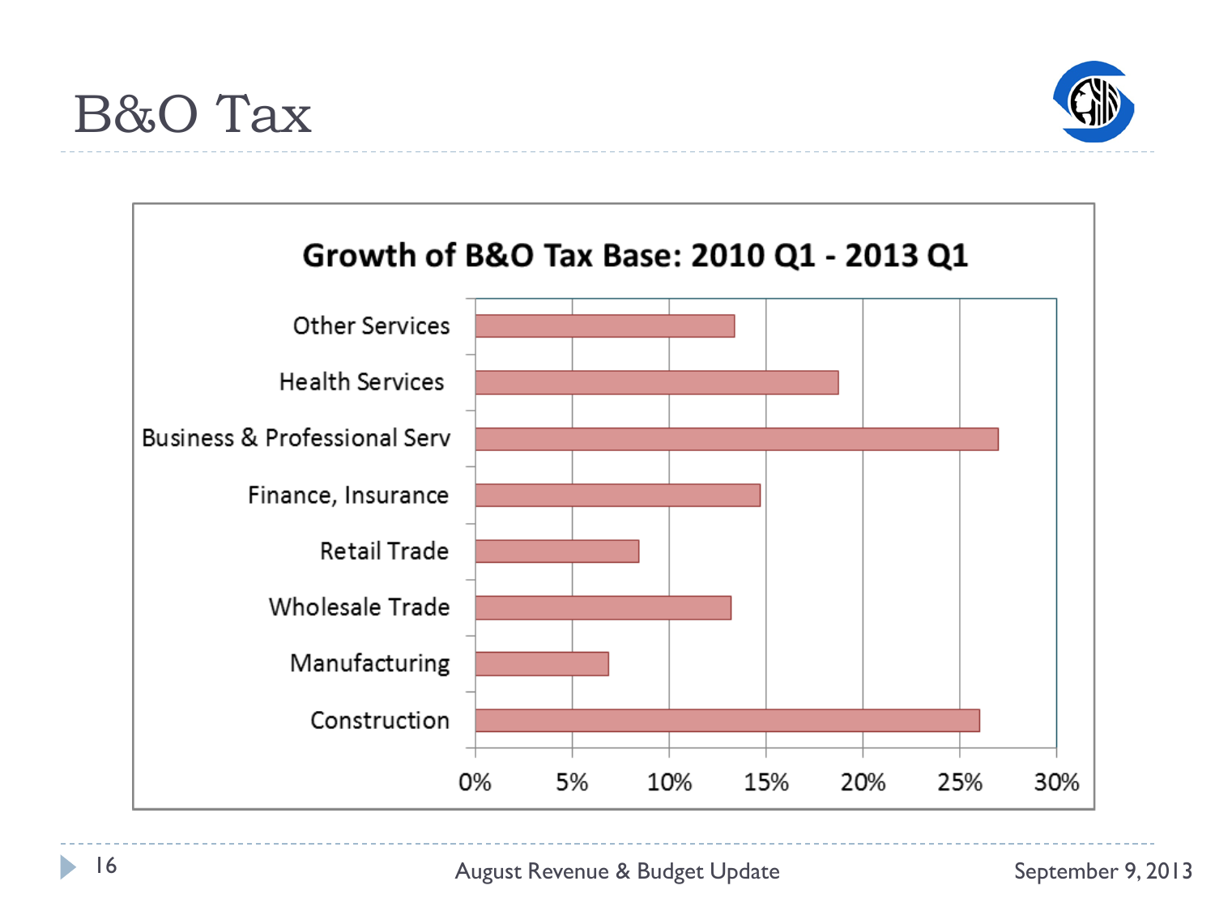# B&O Tax

**Growth of B&O Tax Base: 2010 Q1 - 2013 Q1**

Other Services

Health Services

Business & Professional Serv

Finance, Insurance

Retail Trade

Wholesale Trade

Manufacturing

Construction

0% 5% 10% 15% 20% 25% 30%

August Revenue & Budget Update

September 9, 2013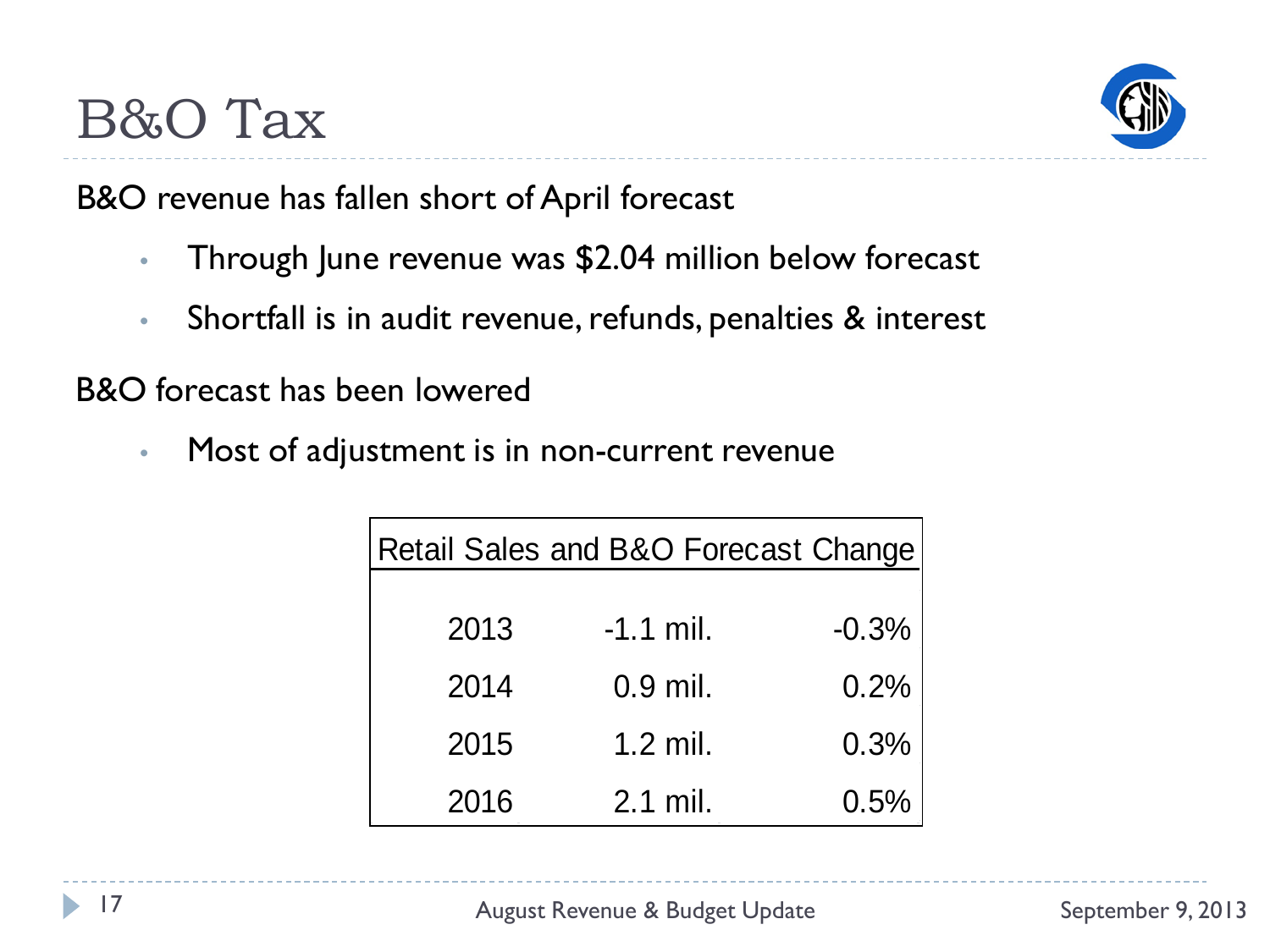# B&O Tax

B&O revenue has fallen short of April forecast

- Through June revenue was $2.04 million below forecast
- Shortfall is in audit revenue, refunds, penalties & interest

B&O forecast has been lowered

- Most of adjustment is in non-current revenue

| Retail Sales and B&O Forecast Change | | |
|---|---|---|
| 2013 | -1.1 mil. | -0.3% |
| 2014 | 0.9 mil. | 0.2% |
| 2015 | 1.2 mil. | 0.3% |
| 2016 | 2.1 mil. | 0.5% |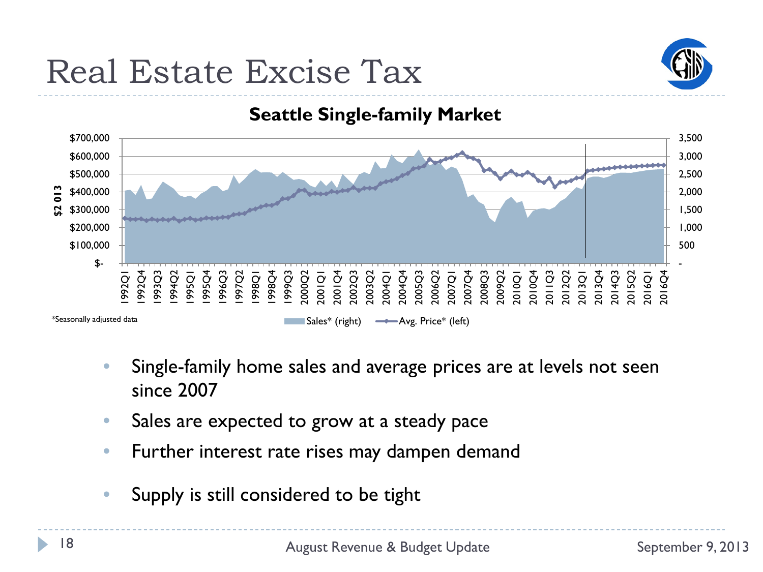# Real Estate Excise Tax

**Seattle Single-family Market**

*Seasonally adjusted data

Sales* (right) — Avg. Price* (left)

- Single-family home sales and average prices are at levels not seen since 2007
- Sales are expected to grow at a steady pace
- Further interest rate rises may dampen demand
- Supply is still considered to be tight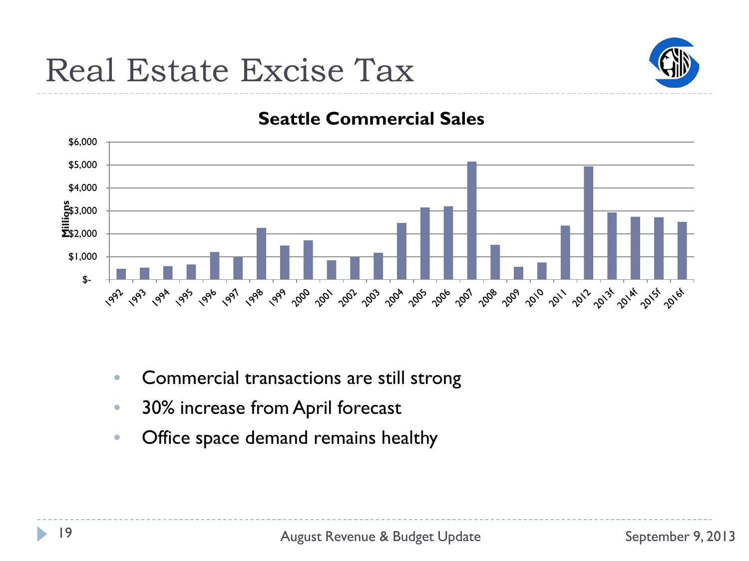# Real Estate Excise Tax

**Seattle Commercial Sales**

Millions

$6,000
$5,000
$4,000
$3,000
$2,000
$1,000
$-

1992 1993 1994 1995 1996 1997 1998 1999 2000 2001 2002 2003 2004 2005 2006 2007 2008 2009 2010 2011 2012 2013f 2014f 2015f 2016f

- Commercial transactions are still strong
- 30% increase from April forecast
- Office space demand remains healthy

August Revenue & Budget Update

September 9, 2013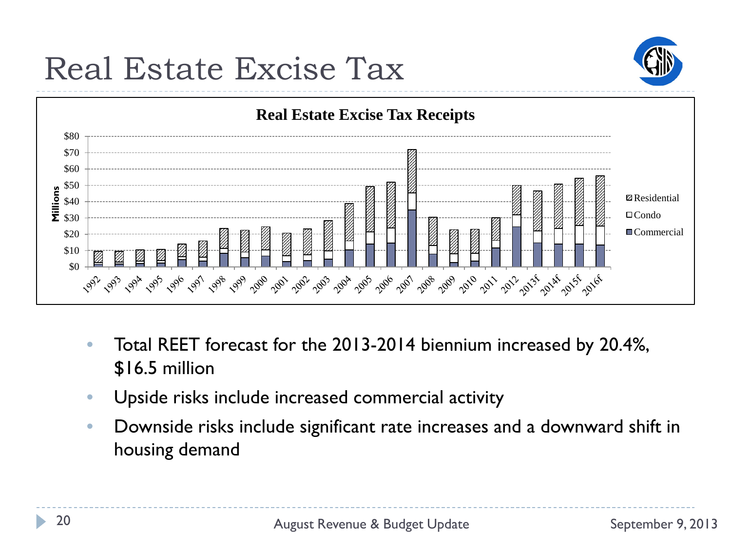# Real Estate Excise Tax

**Real Estate Excise Tax Receipts**

- Total REET forecast for the 2013-2014 biennium increased by 20.4%, $16.5 million
- Upside risks include increased commercial activity
- Downside risks include significant rate increases and a downward shift in housing demand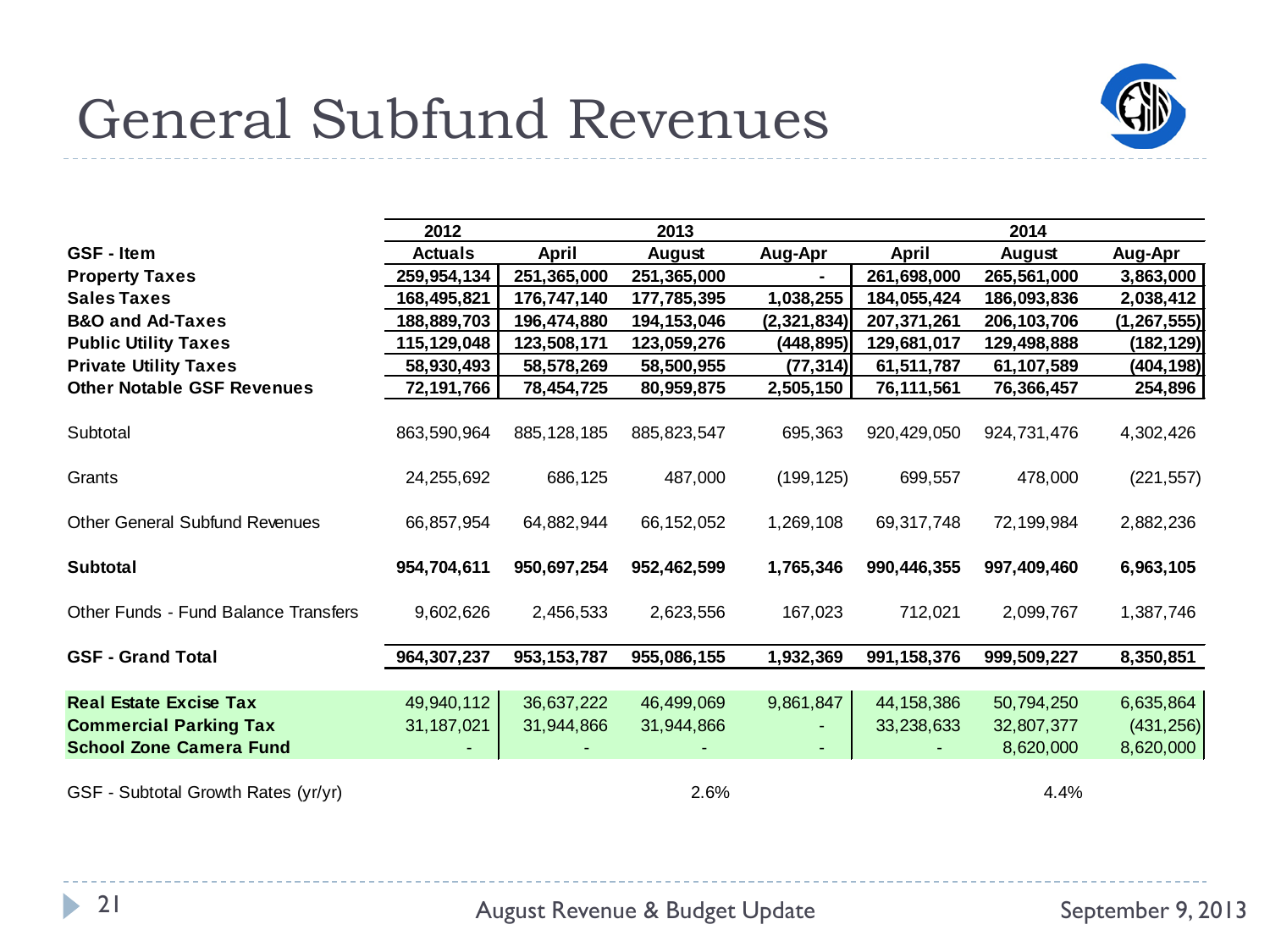# General Subfund Revenues

| GSF - Item | 2012 Actuals | 2013 April | 2013 August | 2013 Aug-Apr | 2014 April | 2014 August | 2014 Aug-Apr |
|---|---|---|---|---|---|---|---|
| **Property Taxes** | **259,954,134** | **251,365,000** | **251,365,000** | **-** | **261,698,000** | **265,561,000** | **3,863,000** |
| **Sales Taxes** | **168,495,821** | **176,747,140** | **177,785,395** | **1,038,255** | **184,055,424** | **186,093,836** | **2,038,412** |
| **B&O and Ad-Taxes** | **188,889,703** | **196,474,880** | **194,153,046** | **(2,321,834)** | **207,371,261** | **206,103,706** | **(1,267,555)** |
| **Public Utility Taxes** | **115,129,048** | **123,508,171** | **123,059,276** | **(448,895)** | **129,681,017** | **129,498,888** | **(182,129)** |
| **Private Utility Taxes** | **58,930,493** | **58,578,269** | **58,500,955** | **(77,314)** | **61,511,787** | **61,107,589** | **(404,198)** |
| **Other Notable GSF Revenues** | **72,191,766** | **78,454,725** | **80,959,875** | **2,505,150** | **76,111,561** | **76,366,457** | **254,896** |
| Subtotal | 863,590,964 | 885,128,185 | 885,823,547 | 695,363 | 920,429,050 | 924,731,476 | 4,302,426 |
| Grants | 24,255,692 | 686,125 | 487,000 | (199,125) | 699,557 | 478,000 | (221,557) |
| Other General Subfund Revenues | 66,857,954 | 64,882,944 | 66,152,052 | 1,269,108 | 69,317,748 | 72,199,984 | 2,882,236 |
| **Subtotal** | **954,704,611** | **950,697,254** | **952,462,599** | **1,765,346** | **990,446,355** | **997,409,460** | **6,963,105** |
| Other Funds - Fund Balance Transfers | 9,602,626 | 2,456,533 | 2,623,556 | 167,023 | 712,021 | 2,099,767 | 1,387,746 |
| **GSF - Grand Total** | **964,307,237** | **953,153,787** | **955,086,155** | **1,932,369** | **991,158,376** | **999,509,227** | **8,350,851** |
| **Real Estate Excise Tax** | 49,940,112 | 36,637,222 | 46,499,069 | 9,861,847 | 44,158,386 | 50,794,250 | 6,635,864 |
| **Commercial Parking Tax** | 31,187,021 | 31,944,866 | 31,944,866 | - | 33,238,633 | 32,807,377 | (431,256) |
| **School Zone Camera Fund** | - | - | - | - | - | 8,620,000 | 8,620,000 |
| GSF - Subtotal Growth Rates (yr/yr) | | | 2.6% | | | 4.4% | |

August Revenue & Budget Update — September 9, 2013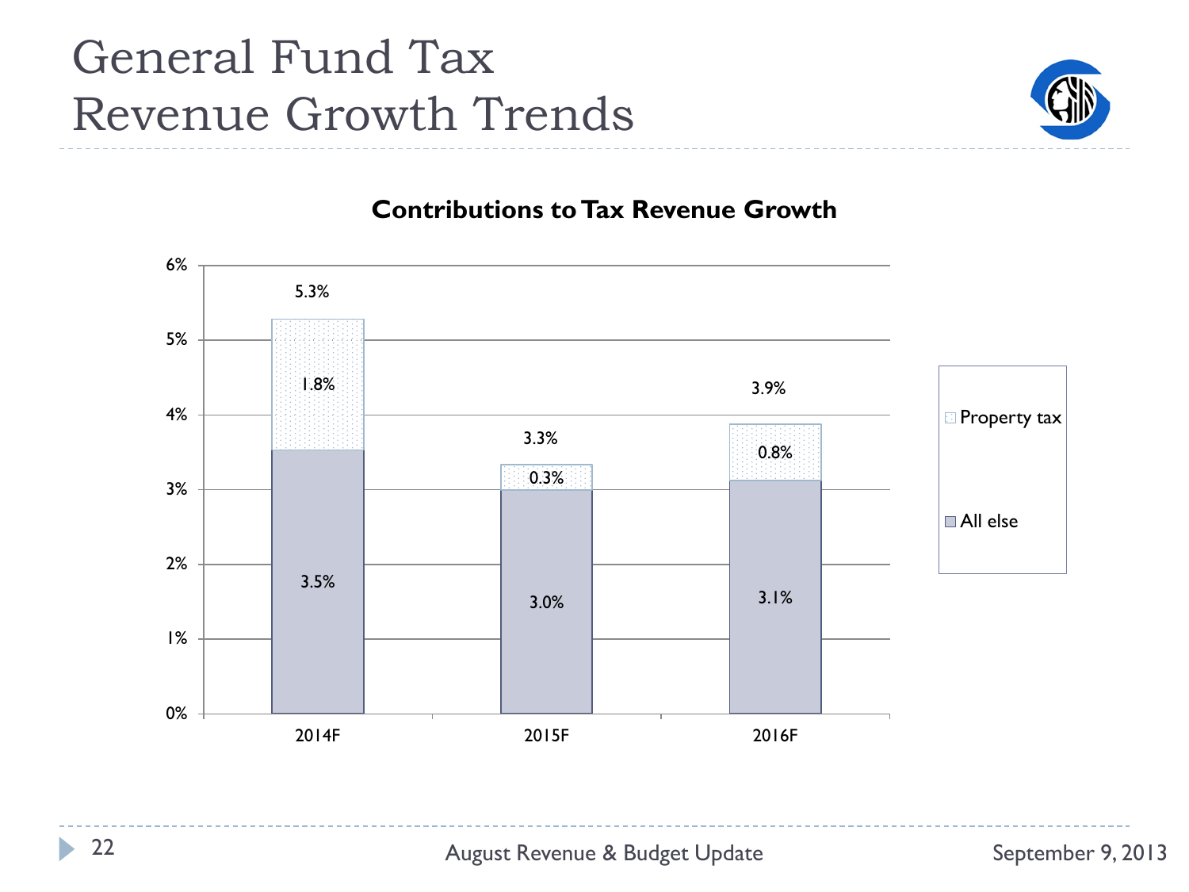# General Fund Tax Revenue Growth Trends

## Contributions to Tax Revenue Growth

| | 2014F | 2015F | 2016F |
|---|---|---|---|
| Property tax | 1.8% | 0.3% | 0.8% |
| All else | 3.5% | 3.0% | 3.1% |
| Total | 5.3% | 3.3% | 3.9% |

August Revenue & Budget Update

September 9, 2013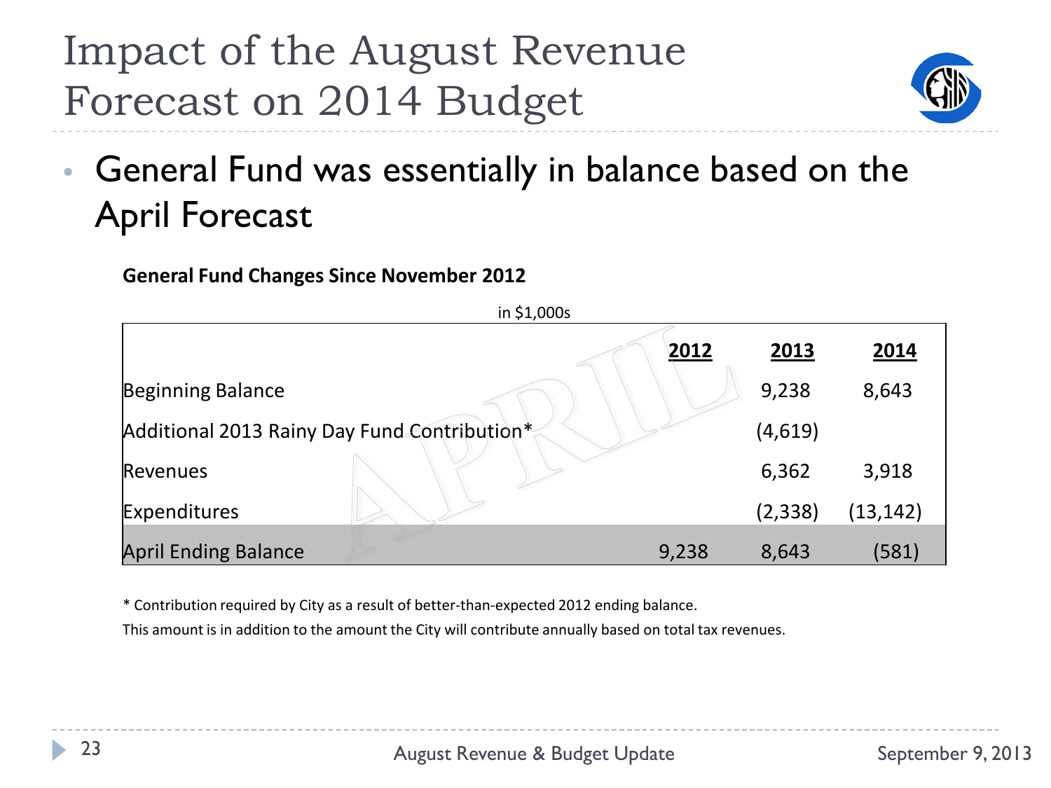# Impact of the August Revenue Forecast on 2014 Budget

- General Fund was essentially in balance based on the April Forecast

**General Fund Changes Since November 2012**

in $1,000s

| | 2012 | 2013 | 2014 |
|---|---|---|---|
| Beginning Balance | | 9,238 | 8,643 |
| Additional 2013 Rainy Day Fund Contribution* | | (4,619) | |
| Revenues | | 6,362 | 3,918 |
| Expenditures | | (2,338) | (13,142) |
| April Ending Balance | 9,238 | 8,643 | (581) |

\* Contribution required by City as a result of better-than-expected 2012 ending balance.

This amount is in addition to the amount the City will contribute annually based on total tax revenues.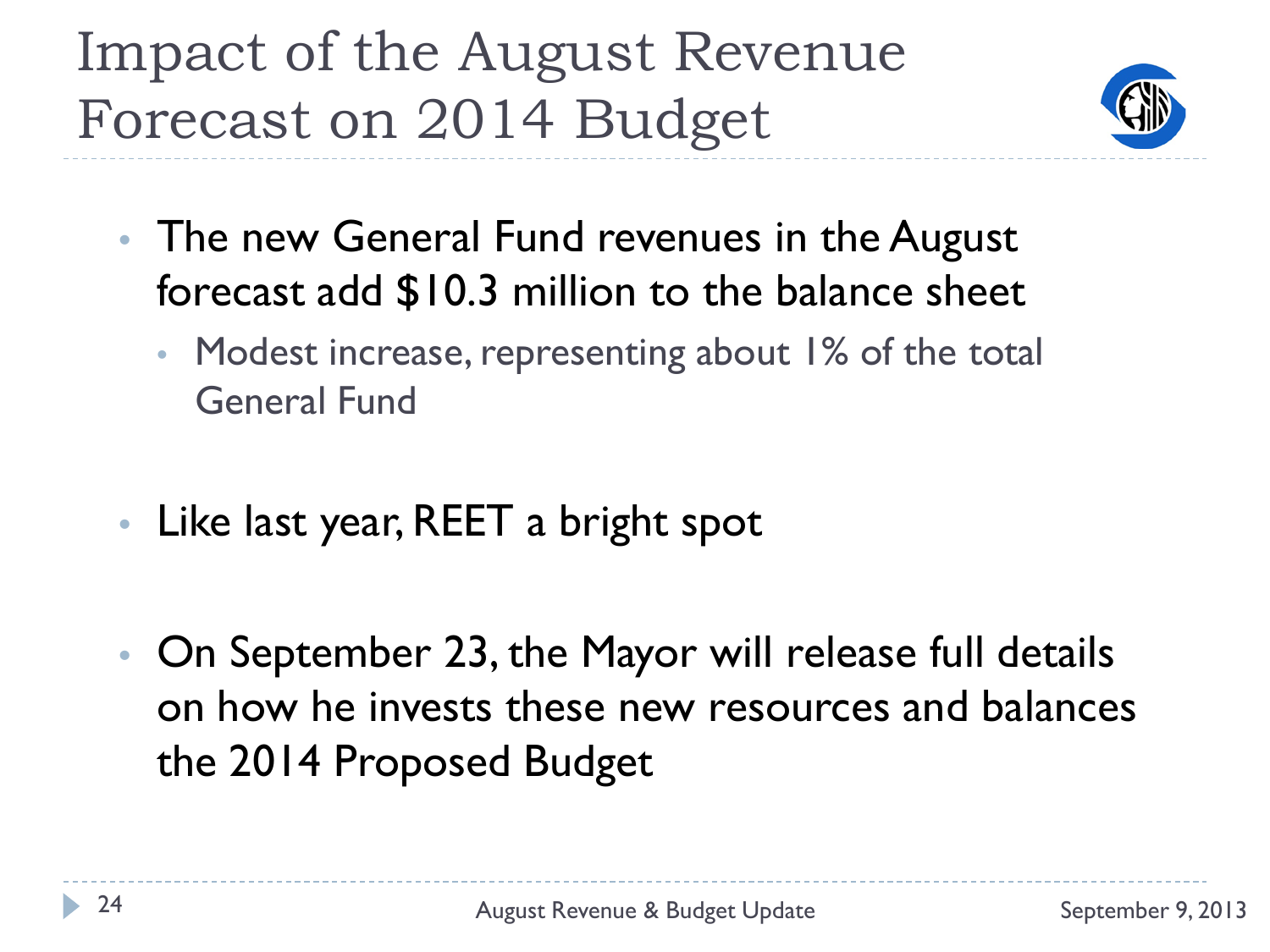# Impact of the August Revenue Forecast on 2014 Budget

- The new General Fund revenues in the August forecast add $10.3 million to the balance sheet
  - Modest increase, representing about 1% of the total General Fund
- Like last year, REET a bright spot
- On September 23, the Mayor will release full details on how he invests these new resources and balances the 2014 Proposed Budget